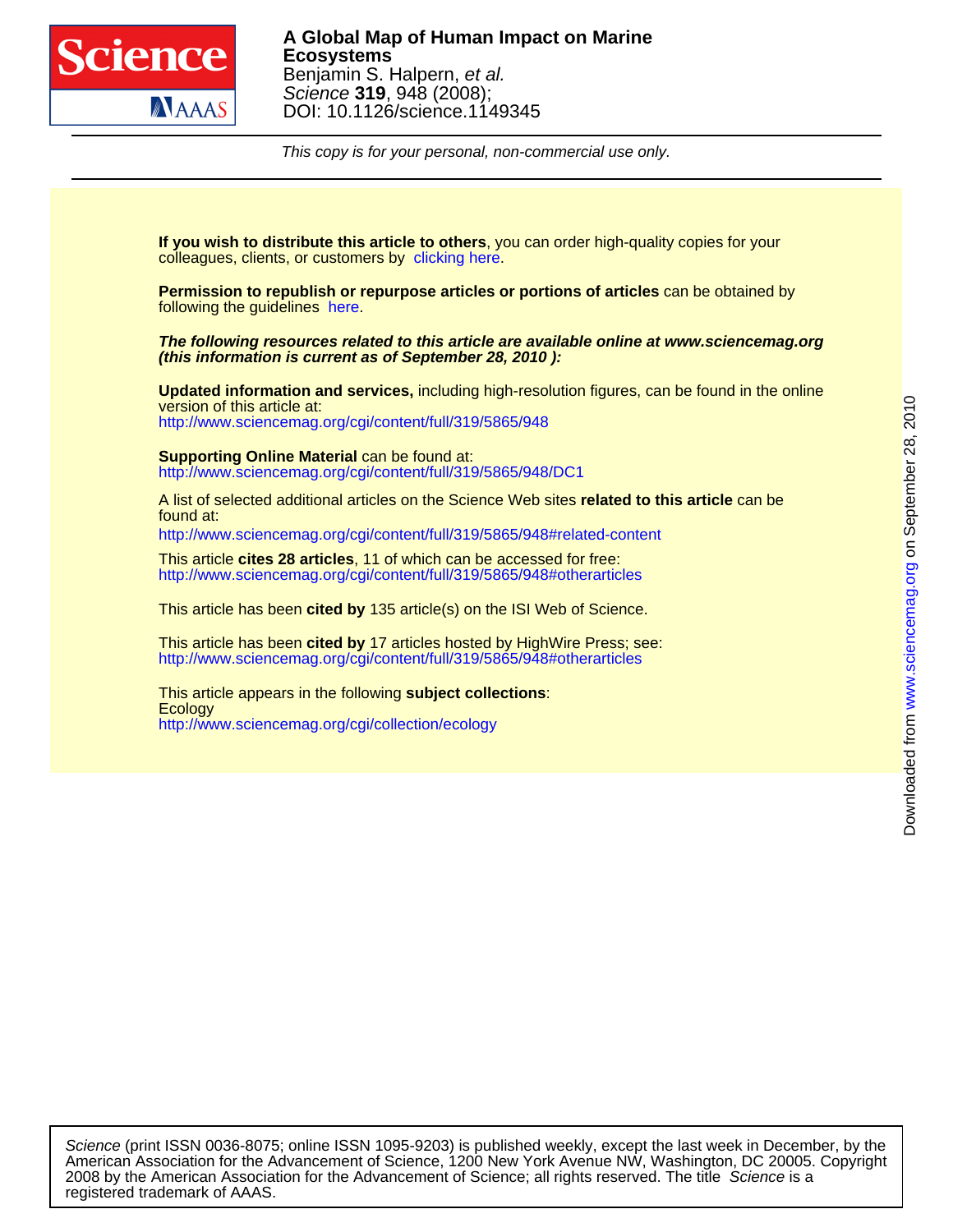**A Global Map of Human Impact on Marine Ecosystems**
Benjamin S. Halpern, *et al.*
*Science* **319**, 948 (2008);
DOI: 10.1126/science.1149345

*This copy is for your personal, non-commercial use only.*

**If you wish to distribute this article to others**, you can order high-quality copies for your colleagues, clients, or customers by clicking here.

**Permission to republish or repurpose articles or portions of articles** can be obtained by following the guidelines here.

***The following resources related to this article are available online at www.sciencemag.org (this information is current as of September 28, 2010 ):***

**Updated information and services,** including high-resolution figures, can be found in the online version of this article at:
http://www.sciencemag.org/cgi/content/full/319/5865/948

**Supporting Online Material** can be found at:
http://www.sciencemag.org/cgi/content/full/319/5865/948/DC1

A list of selected additional articles on the Science Web sites **related to this article** can be found at:
http://www.sciencemag.org/cgi/content/full/319/5865/948#related-content

This article **cites 28 articles**, 11 of which can be accessed for free:
http://www.sciencemag.org/cgi/content/full/319/5865/948#otherarticles

This article has been **cited by** 135 article(s) on the ISI Web of Science.

This article has been **cited by** 17 articles hosted by HighWire Press; see:
http://www.sciencemag.org/cgi/content/full/319/5865/948#otherarticles

This article appears in the following **subject collections**:
Ecology
http://www.sciencemag.org/cgi/collection/ecology

Downloaded from www.sciencemag.org on September 28, 2010

*Science* (print ISSN 0036-8075; online ISSN 1095-9203) is published weekly, except the last week in December, by the American Association for the Advancement of Science, 1200 New York Avenue NW, Washington, DC 20005. Copyright 2008 by the American Association for the Advancement of Science; all rights reserved. The title *Science* is a registered trademark of AAAS.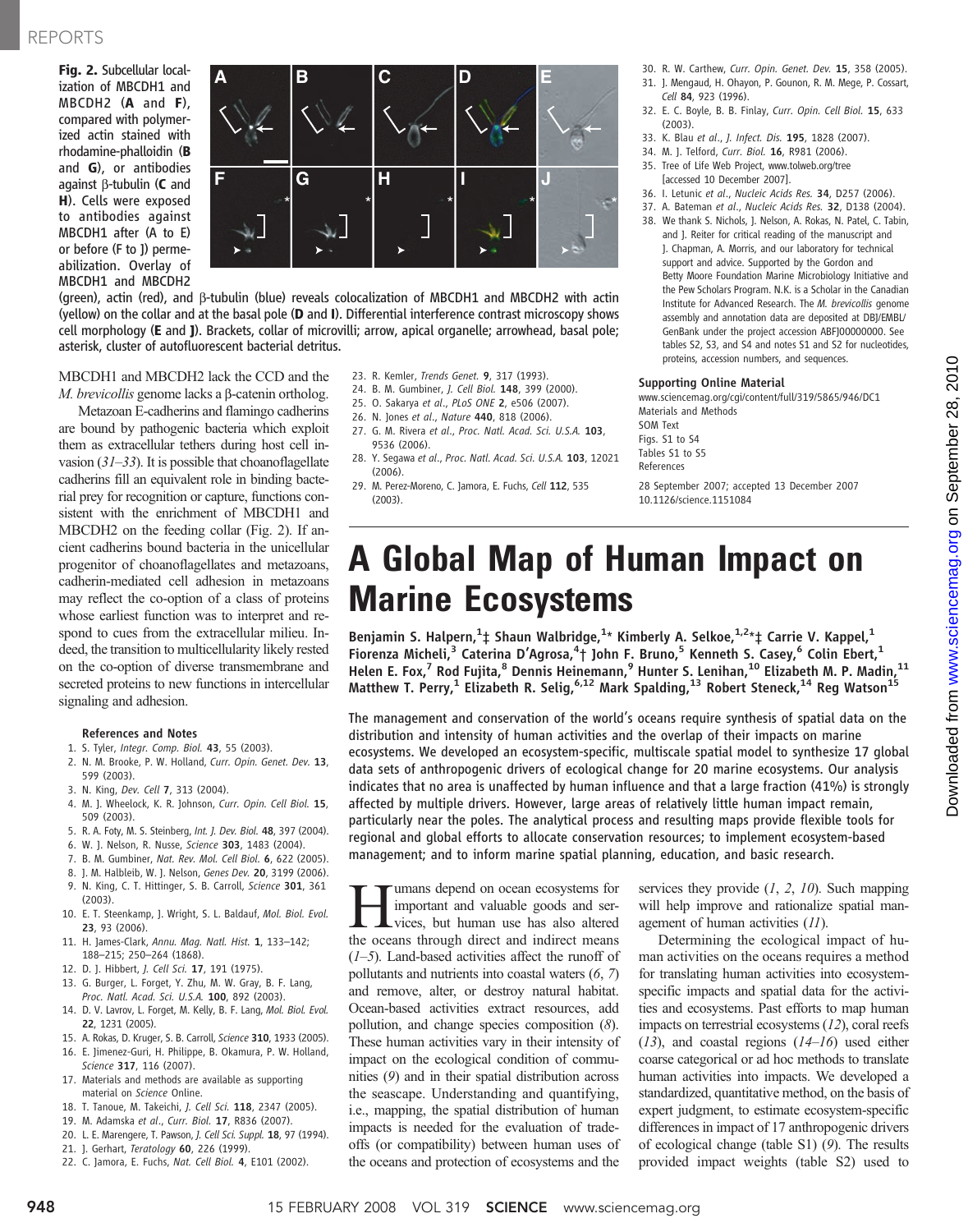**Fig. 2.** Subcellular localization of MBCDH1 and MBCDH2 (**A** and **F**), compared with polymerized actin stained with rhodamine-phalloidin (**B** and **G**), or antibodies against β-tubulin (**C** and **H**). Cells were exposed to antibodies against MBCDH1 after (A to E) or before (F to J) permeabilization. Overlay of MBCDH1 and MBCDH2 (green), actin (red), and β-tubulin (blue) reveals colocalization of MBCDH1 and MBCDH2 with actin (yellow) on the collar and at the basal pole (**D** and **I**). Differential interference contrast microscopy shows cell morphology (**E** and **J**). Brackets, collar of microvilli; arrow, apical organelle; arrowhead, basal pole; asterisk, cluster of autofluorescent bacterial detritus.

MBCDH1 and MBCDH2 lack the CCD and the *M. brevicollis* genome lacks a β-catenin ortholog.

Metazoan E-cadherins and flamingo cadherins are bound by pathogenic bacteria which exploit them as extracellular tethers during host cell invasion (*31*–*33*). It is possible that choanoflagellate cadherins fill an equivalent role in binding bacterial prey for recognition or capture, functions consistent with the enrichment of MBCDH1 and MBCDH2 on the feeding collar (Fig. 2). If ancient cadherins bound bacteria in the unicellular progenitor of choanoflagellates and metazoans, cadherin-mediated cell adhesion in metazoans may reflect the co-option of a class of proteins whose earliest function was to interpret and respond to cues from the extracellular milieu. Indeed, the transition to multicellularity likely rested on the co-option of diverse transmembrane and secreted proteins to new functions in intercellular signaling and adhesion.

### References and Notes

1. S. Tyler, *Integr. Comp. Biol.* **43**, 55 (2003).
2. N. M. Brooke, P. W. Holland, *Curr. Opin. Genet. Dev.* **13**, 599 (2003).
3. N. King, *Dev. Cell* **7**, 313 (2004).
4. M. J. Wheelock, K. R. Johnson, *Curr. Opin. Cell Biol.* **15**, 509 (2003).
5. R. A. Foty, M. S. Steinberg, *Int. J. Dev. Biol.* **48**, 397 (2004).
6. W. J. Nelson, R. Nusse, *Science* **303**, 1483 (2004).
7. B. M. Gumbiner, *Nat. Rev. Mol. Cell Biol.* **6**, 622 (2005).
8. J. M. Halbleib, W. J. Nelson, *Genes Dev.* **20**, 3199 (2006).
9. N. King, C. T. Hittinger, S. B. Carroll, *Science* **301**, 361 (2003).
10. E. T. Steenkamp, J. Wright, S. L. Baldauf, *Mol. Biol. Evol.* **23**, 93 (2006).
11. H. James-Clark, *Annu. Mag. Natl. Hist.* **1**, 133–142; 188–215; 250–264 (1868).
12. D. J. Hibbert, *J. Cell Sci.* **17**, 191 (1975).
13. G. Burger, L. Forget, Y. Zhu, M. W. Gray, B. F. Lang, *Proc. Natl. Acad. Sci. U.S.A.* **100**, 892 (2003).
14. D. V. Lavrov, L. Forget, M. Kelly, B. F. Lang, *Mol. Biol. Evol.* **22**, 1231 (2005).
15. A. Rokas, D. Kruger, S. B. Carroll, *Science* **310**, 1933 (2005).
16. E. Jimenez-Guri, H. Philippe, B. Okamura, P. W. Holland, *Science* **317**, 116 (2007).
17. Materials and methods are available as supporting material on *Science* Online.
18. T. Tanoue, M. Takeichi, *J. Cell Sci.* **118**, 2347 (2005).
19. M. Adamska *et al.*, *Curr. Biol.* **17**, R836 (2007).
20. L. E. Marengere, T. Pawson, *J. Cell Sci. Suppl.* **18**, 97 (1994).
21. J. Gerhart, *Teratology* **60**, 226 (1999).
22. C. Jamora, E. Fuchs, *Nat. Cell Biol.* **4**, E101 (2002).
23. R. Kemler, *Trends Genet.* **9**, 317 (1993).
24. B. M. Gumbiner, *J. Cell Biol.* **148**, 399 (2000).
25. O. Sakarya *et al.*, *PLoS ONE* **2**, e506 (2007).
26. N. Jones *et al.*, *Nature* **440**, 818 (2006).
27. G. M. Rivera *et al.*, *Proc. Natl. Acad. Sci. U.S.A.* **103**, 9536 (2006).
28. Y. Segawa *et al.*, *Proc. Natl. Acad. Sci. U.S.A.* **103**, 12021 (2006).
29. M. Perez-Moreno, C. Jamora, E. Fuchs, *Cell* **112**, 535 (2003).
30. R. W. Carthew, *Curr. Opin. Genet. Dev.* **15**, 358 (2005).
31. J. Mengaud, H. Ohayon, P. Gounon, R. M. Mege, P. Cossart, *Cell* **84**, 923 (1996).
32. E. C. Boyle, B. B. Finlay, *Curr. Opin. Cell Biol.* **15**, 633 (2003).
33. K. Blau *et al.*, *J. Infect. Dis.* **195**, 1828 (2007).
34. M. J. Telford, *Curr. Biol.* **16**, R981 (2006).
35. Tree of Life Web Project, www.tolweb.org/tree [accessed 10 December 2007].
36. I. Letunic *et al.*, *Nucleic Acids Res.* **34**, D257 (2006).
37. A. Bateman *et al.*, *Nucleic Acids Res.* **32**, D138 (2004).
38. We thank S. Nichols, J. Nelson, A. Rokas, N. Patel, C. Tabin, and J. Reiter for critical reading of the manuscript and J. Chapman, A. Morris, and our laboratory for technical support and advice. Supported by the Gordon and Betty Moore Foundation Marine Microbiology Initiative and the Pew Scholars Program. N.K. is a Scholar in the Canadian Institute for Advanced Research. The *M. brevicollis* genome assembly and annotation data are deposited at DBJ/EMBL/GenBank under the project accession ABFJ00000000. See tables S2, S3, and S4 and notes S1 and S2 for nucleotides, proteins, accession numbers, and sequences.

**Supporting Online Material**

www.sciencemag.org/cgi/content/full/319/5865/946/DC1
Materials and Methods
SOM Text
Figs. S1 to S4
Tables S1 to S5
References

28 September 2007; accepted 13 December 2007
10.1126/science.1151084

# A Global Map of Human Impact on Marine Ecosystems

**Benjamin S. Halpern,[1]‡ Shaun Walbridge,[1]\* Kimberly A. Selkoe,[1,2]\*‡ Carrie V. Kappel,[1] Fiorenza Micheli,[3] Caterina D'Agrosa,[4]† John F. Bruno,[5] Kenneth S. Casey,[6] Colin Ebert,[1] Helen E. Fox,[7] Rod Fujita,[8] Dennis Heinemann,[9] Hunter S. Lenihan,[10] Elizabeth M. P. Madin,[11] Matthew T. Perry,[1] Elizabeth R. Selig,[6,12] Mark Spalding,[13] Robert Steneck,[14] Reg Watson[15]**

The management and conservation of the world's oceans require synthesis of spatial data on the distribution and intensity of human activities and the overlap of their impacts on marine ecosystems. We developed an ecosystem-specific, multiscale spatial model to synthesize 17 global data sets of anthropogenic drivers of ecological change for 20 marine ecosystems. Our analysis indicates that no area is unaffected by human influence and that a large fraction (41%) is strongly affected by multiple drivers. However, large areas of relatively little human impact remain, particularly near the poles. The analytical process and resulting maps provide flexible tools for regional and global efforts to allocate conservation resources; to implement ecosystem-based management; and to inform marine spatial planning, education, and basic research.

Humans depend on ocean ecosystems for important and valuable goods and services, but human use has also altered the oceans through direct and indirect means (*1*–*5*). Land-based activities affect the runoff of pollutants and nutrients into coastal waters (*6*, *7*) and remove, alter, or destroy natural habitat. Ocean-based activities extract resources, add pollution, and change species composition (*8*). These human activities vary in their intensity of impact on the ecological condition of communities (*9*) and in their spatial distribution across the seascape. Understanding and quantifying, i.e., mapping, the spatial distribution of human impacts is needed for the evaluation of trade-offs (or compatibility) between human uses of the oceans and protection of ecosystems and the services they provide (*1*, *2*, *10*). Such mapping will help improve and rationalize spatial management of human activities (*11*).

Determining the ecological impact of human activities on the oceans requires a method for translating human activities into ecosystem-specific impacts and spatial data for the activities and ecosystems. Past efforts to map human impacts on terrestrial ecosystems (*12*), coral reefs (*13*), and coastal regions (*14*–*16*) used either coarse categorical or ad hoc methods to translate human activities into impacts. We developed a standardized, quantitative method, on the basis of expert judgment, to estimate ecosystem-specific differences in impact of 17 anthropogenic drivers of ecological change (table S1) (*9*). The results provided impact weights (table S2) used to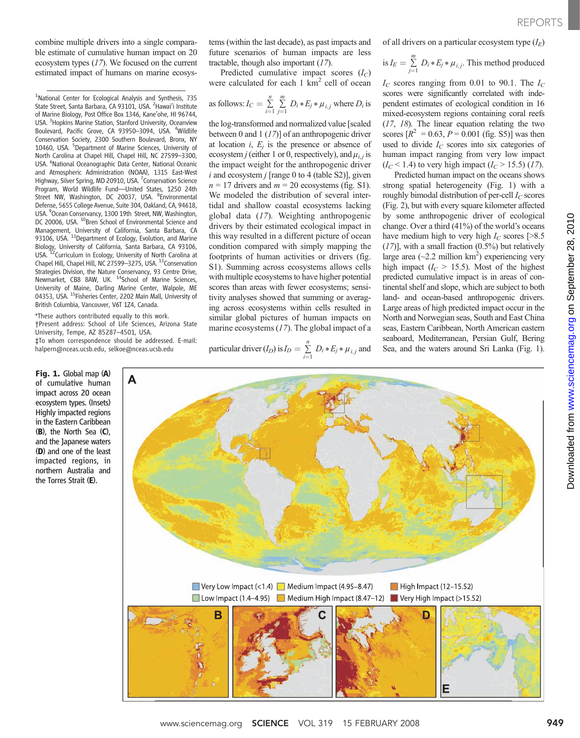combine multiple drivers into a single comparable estimate of cumulative human impact on 20 ecosystem types (*17*). We focused on the current estimated impact of humans on marine ecosystems (within the last decade), as past impacts and future scenarios of human impacts are less tractable, though also important (*17*).

[1]National Center for Ecological Analysis and Synthesis, 735 State Street, Santa Barbara, CA 93101, USA. [2]Hawai'i Institute of Marine Biology, Post Office Box 1346, Kane'ohe, HI 96744, USA. [3]Hopkins Marine Station, Stanford University, Oceanview Boulevard, Pacific Grove, CA 93950–3094, USA. [4]Wildlife Conservation Society, 2300 Southern Boulevard, Bronx, NY 10460, USA. [5]Department of Marine Sciences, University of North Carolina at Chapel Hill, Chapel Hill, NC 27599–3300, USA. [6]National Oceanographic Data Center, National Oceanic and Atmospheric Administration (NOAA), 1315 East-West Highway, Silver Spring, MD 20910, USA. [7]Conservation Science Program, World Wildlife Fund—United States, 1250 24th Street NW, Washington, DC 20037, USA. [8]Environmental Defense, 5655 College Avenue, Suite 304, Oakland, CA, 94618, USA. [9]Ocean Conservancy, 1300 19th Street, NW, Washington, DC 20006, USA. [10]Bren School of Environmental Science and Management, University of California, Santa Barbara, CA 93106, USA. [11]Department of Ecology, Evolution, and Marine Biology, University of California, Santa Barbara, CA 93106, USA. [12]Curriculum in Ecology, University of North Carolina at Chapel Hill, Chapel Hill, NC 27599–3275, USA. [13]Conservation Strategies Division, the Nature Conservancy, 93 Centre Drive, Newmarket, CB8 8AW, UK. [14]School of Marine Sciences, University of Maine, Darling Marine Center, Walpole, ME 04353, USA. [15]Fisheries Center, 2202 Main Mall, University of British Columbia, Vancouver, V6T 1Z4, Canada.

*These authors contributed equally to this work.
†Present address: School of Life Sciences, Arizona State University, Tempe, AZ 85287–4501, USA.
‡To whom correspondence should be addressed. E-mail: halpern@nceas.ucsb.edu, selkoe@nceas.ucsb.edu

Predicted cumulative impact scores ($I_C$) were calculated for each 1 km$^2$ cell of ocean as follows: $I_C = \sum_{i=1}^{n} \sum_{j=1}^{m} D_i * E_j * \mu_{i,j}$ where $D_i$ is the log-transformed and normalized value [scaled between 0 and 1 (*17*)] of an anthropogenic driver at location $i$, $E_j$ is the presence or absence of ecosystem $j$ (either 1 or 0, respectively), and $\mu_{i,j}$ is the impact weight for the anthropogenic driver $i$ and ecosystem $j$ [range 0 to 4 (table S2)], given $n$ = 17 drivers and $m$ = 20 ecosystems (fig. S1). We modeled the distribution of several intertidal and shallow coastal ecosystems lacking global data (*17*). Weighting anthropogenic drivers by their estimated ecological impact in this way resulted in a different picture of ocean condition compared with simply mapping the footprints of human activities or drivers (fig. S1). Summing across ecosystems allows cells with multiple ecosystems to have higher potential scores than areas with fewer ecosystems; sensitivity analyses showed that summing or averaging across ecosystems within cells resulted in similar global pictures of human impacts on marine ecosystems (*17*). The global impact of a particular driver ($I_D$) is $I_D = \sum_{i=1}^{n} D_i * E_j * \mu_{i,j}$ and of all drivers on a particular ecosystem type ($I_E$) is $I_E = \sum_{j=1}^{m} D_i * E_j * \mu_{i,j}$. This method produced $I_C$ scores ranging from 0.01 to 90.1. The $I_C$ scores were significantly correlated with independent estimates of ecological condition in 16 mixed-ecosystem regions containing coral reefs (*17*, *18*). The linear equation relating the two scores [$R^2$ = 0.63, $P$ = 0.001 (fig. S5)] was then used to divide $I_C$ scores into six categories of human impact ranging from very low impact ($I_C < 1.4$) to very high impact ($I_C > 15.5$) (*17*).

Predicted human impact on the oceans shows strong spatial heterogeneity (Fig. 1) with a roughly bimodal distribution of per-cell $I_C$ scores (Fig. 2), but with every square kilometer affected by some anthropogenic driver of ecological change. Over a third (41%) of the world's oceans have medium high to very high $I_C$ scores [>8.5 (*17*)], with a small fraction (0.5%) but relatively large area (~2.2 million km$^2$) experiencing very high impact ($I_C > 15.5$). Most of the highest predicted cumulative impact is in areas of continental shelf and slope, which are subject to both land- and ocean-based anthropogenic drivers. Large areas of high predicted impact occur in the North and Norwegian seas, South and East China seas, Eastern Caribbean, North American eastern seaboard, Mediterranean, Persian Gulf, Bering Sea, and the waters around Sri Lanka (Fig. 1).

**Fig. 1.** Global map (**A**) of cumulative human impact across 20 ocean ecosystem types. (Insets) Highly impacted regions in the Eastern Caribbean (**B**), the North Sea (**C**), and the Japanese waters (**D**) and one of the least impacted regions, in northern Australia and the Torres Strait (**E**).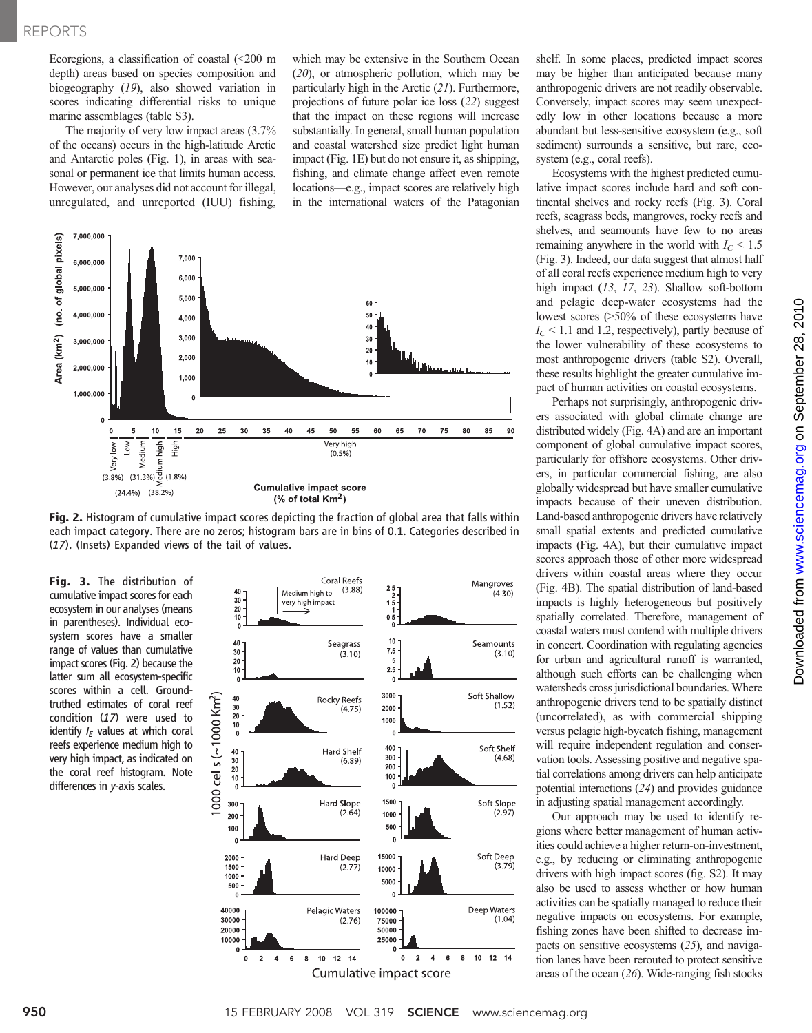Ecoregions, a classification of coastal (<200 m depth) areas based on species composition and biogeography (*19*), also showed variation in scores indicating differential risks to unique marine assemblages (table S3).

The majority of very low impact areas (3.7% of the oceans) occurs in the high-latitude Arctic and Antarctic poles (Fig. 1), in areas with seasonal or permanent ice that limits human access. However, our analyses did not account for illegal, unregulated, and unreported (IUU) fishing, which may be extensive in the Southern Ocean (*20*), or atmospheric pollution, which may be particularly high in the Arctic (*21*). Furthermore, projections of future polar ice loss (*22*) suggest that the impact on these regions will increase substantially. In general, small human population and coastal watershed size predict light human impact (Fig. 1E) but do not ensure it, as shipping, fishing, and climate change affect even remote locations—e.g., impact scores are relatively high in the international waters of the Patagonian shelf. In some places, predicted impact scores may be higher than anticipated because many anthropogenic drivers are not readily observable. Conversely, impact scores may seem unexpectedly low in other locations because a more abundant but less-sensitive ecosystem (e.g., soft sediment) surrounds a sensitive, but rare, ecosystem (e.g., coral reefs).

**Fig. 2.** Histogram of cumulative impact scores depicting the fraction of global area that falls within each impact category. There are no zeros; histogram bars are in bins of 0.1. Categories described in (*17*). (Insets) Expanded views of the tail of values.

**Fig. 3.** The distribution of cumulative impact scores for each ecosystem in our analyses (means in parentheses). Individual ecosystem scores have a smaller range of values than cumulative impact scores (Fig. 2) because the latter sum all ecosystem-specific scores within a cell. Ground-truthed estimates of coral reef condition (*17*) were used to identify $I_E$ values at which coral reefs experience medium high to very high impact, as indicated on the coral reef histogram. Note differences in *y*-axis scales.

Ecosystems with the highest predicted cumulative impact scores include hard and soft continental shelves and rocky reefs (Fig. 3). Coral reefs, seagrass beds, mangroves, rocky reefs and shelves, and seamounts have few to no areas remaining anywhere in the world with $I_C < 1.5$ (Fig. 3). Indeed, our data suggest that almost half of all coral reefs experience medium high to very high impact (*13*, *17*, *23*). Shallow soft-bottom and pelagic deep-water ecosystems had the lowest scores (>50% of these ecosystems have $I_C < 1.1$ and 1.2, respectively), partly because of the lower vulnerability of these ecosystems to most anthropogenic drivers (table S2). Overall, these results highlight the greater cumulative impact of human activities on coastal ecosystems.

Perhaps not surprisingly, anthropogenic drivers associated with global climate change are distributed widely (Fig. 4A) and are an important component of global cumulative impact scores, particularly for offshore ecosystems. Other drivers, in particular commercial fishing, are also globally widespread but have smaller cumulative impacts because of their uneven distribution. Land-based anthropogenic drivers have relatively small spatial extents and predicted cumulative impacts (Fig. 4A), but their cumulative impact scores approach those of other more widespread drivers within coastal areas where they occur (Fig. 4B). The spatial distribution of land-based impacts is highly heterogeneous but positively spatially correlated. Therefore, management of coastal waters must contend with multiple drivers in concert. Coordination with regulating agencies for urban and agricultural runoff is warranted, although such efforts can be challenging when watersheds cross jurisdictional boundaries. Where anthropogenic drivers tend to be spatially distinct (uncorrelated), as with commercial shipping versus pelagic high-bycatch fishing, management will require independent regulation and conservation tools. Assessing positive and negative spatial correlations among drivers can help anticipate potential interactions (*24*) and provides guidance in adjusting spatial management accordingly.

Our approach may be used to identify regions where better management of human activities could achieve a higher return-on-investment, e.g., by reducing or eliminating anthropogenic drivers with high impact scores (fig. S2). It may also be used to assess whether or how human activities can be spatially managed to reduce their negative impacts on ecosystems. For example, fishing zones have been shifted to decrease impacts on sensitive ecosystems (*25*), and navigation lanes have been rerouted to protect sensitive areas of the ocean (*26*). Wide-ranging fish stocks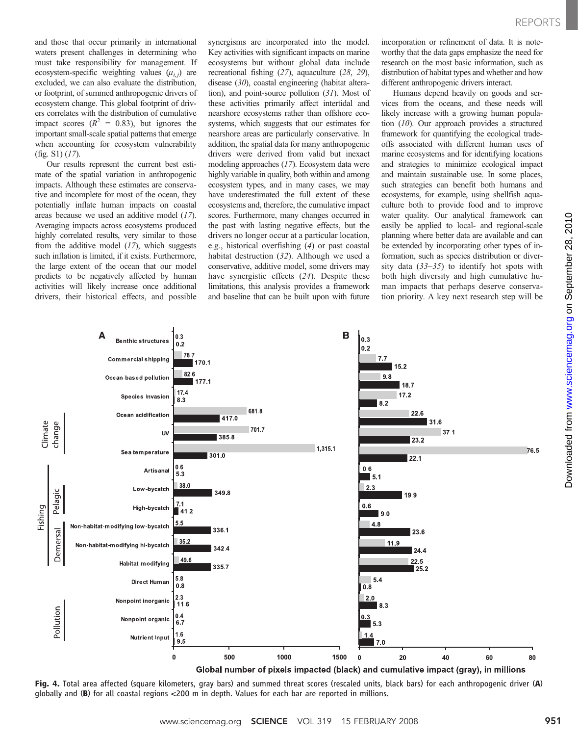and those that occur primarily in international waters present challenges in determining who must take responsibility for management. If ecosystem-specific weighting values ($\mu_{i,j}$) are excluded, we can also evaluate the distribution, or footprint, of summed anthropogenic drivers of ecosystem change. This global footprint of drivers correlates with the distribution of cumulative impact scores ($R^2$ = 0.83), but ignores the important small-scale spatial patterns that emerge when accounting for ecosystem vulnerability (fig. S1) (17).

Our results represent the current best estimate of the spatial variation in anthropogenic impacts. Although these estimates are conservative and incomplete for most of the ocean, they potentially inflate human impacts on coastal areas because we used an additive model (17). Averaging impacts across ecosystems produced highly correlated results, very similar to those from the additive model (17), which suggests such inflation is limited, if it exists. Furthermore, the large extent of the ocean that our model predicts to be negatively affected by human activities will likely increase once additional drivers, their historical effects, and possible synergisms are incorporated into the model. Key activities with significant impacts on marine ecosystems but without global data include recreational fishing (27), aquaculture (28, 29), disease (30), coastal engineering (habitat alteration), and point-source pollution (31). Most of these activities primarily affect intertidal and nearshore ecosystems rather than offshore ecosystems, which suggests that our estimates for nearshore areas are particularly conservative. In addition, the spatial data for many anthropogenic drivers were derived from valid but inexact modeling approaches (17). Ecosystem data were highly variable in quality, both within and among ecosystem types, and in many cases, we may have underestimated the full extent of these ecosystems and, therefore, the cumulative impact scores. Furthermore, many changes occurred in the past with lasting negative effects, but the drivers no longer occur at a particular location, e.g., historical overfishing (4) or past coastal habitat destruction (32). Although we used a conservative, additive model, some drivers may have synergistic effects (24). Despite these limitations, this analysis provides a framework and baseline that can be built upon with future incorporation or refinement of data. It is noteworthy that the data gaps emphasize the need for research on the most basic information, such as distribution of habitat types and whether and how different anthropogenic drivers interact.

Humans depend heavily on goods and services from the oceans, and these needs will likely increase with a growing human population (10). Our approach provides a structured framework for quantifying the ecological tradeoffs associated with different human uses of marine ecosystems and for identifying locations and strategies to minimize ecological impact and maintain sustainable use. In some places, such strategies can benefit both humans and ecosystems, for example, using shellfish aquaculture both to provide food and to improve water quality. Our analytical framework can easily be applied to local- and regional-scale planning where better data are available and can be extended by incorporating other types of information, such as species distribution or diversity data (33–35) to identify hot spots with both high diversity and high cumulative human impacts that perhaps deserve conservation priority. A key next research step will be

| Group | Driver | A: Cumulative impact (gray) | A: Pixels impacted (black) | B: Cumulative impact (gray) | B: Pixels impacted (black) |
|---|---|---|---|---|---|
| | Benthic structures | 0.3 | 0.2 | 0.3 | 0.2 |
| | Commercial shipping | 78.7 | 170.1 | 7.7 | 15.2 |
| | Ocean-based pollution | 82.6 | 177.1 | 9.8 | 18.7 |
| | Species Invasion | 17.4 | 8.3 | 17.2 | 8.2 |
| Climate change | Ocean acidification | 681.8 | 417.0 | 22.6 | 31.6 |
| Climate change | UV | 701.7 | 385.8 | 37.1 | 23.2 |
| Climate change | Sea temperature | 1,315.1 | 301.0 | 76.5 | 22.1 |
| Fishing | Artisanal | 0.6 | 5.3 | 0.6 | 5.1 |
| Fishing – Pelagic | Low-bycatch | 38.0 | 349.8 | 2.3 | 19.9 |
| Fishing – Pelagic | High-bycatch | 7.1 | 41.2 | 0.6 | 9.0 |
| Fishing – Demersal | Non-habitat-modifying low-bycatch | 5.5 | 336.1 | 4.8 | 23.6 |
| Fishing – Demersal | Non-habitat-modifying hi-bycatch | 35.2 | 342.4 | 11.9 | 24.4 |
| Fishing – Demersal | Habitat-modifying | 49.6 | 335.7 | 22.5 | 25.2 |
| | Direct Human | 5.8 | 0.8 | 5.4 | 0.8 |
| Pollution | Nonpoint inorganic | 2.3 | 11.6 | 2.0 | 8.3 |
| Pollution | Nonpoint organic | 0.4 | 6.7 | 0.3 | 5.3 |
| Pollution | Nutrient Input | 1.6 | 9.5 | 1.4 | 7.0 |

Global number of pixels impacted (black) and cumulative impact (gray), in millions

**Fig. 4.** Total area affected (square kilometers, gray bars) and summed threat scores (rescaled units, black bars) for each anthropogenic driver (**A**) globally and (**B**) for all coastal regions <200 m in depth. Values for each bar are reported in millions.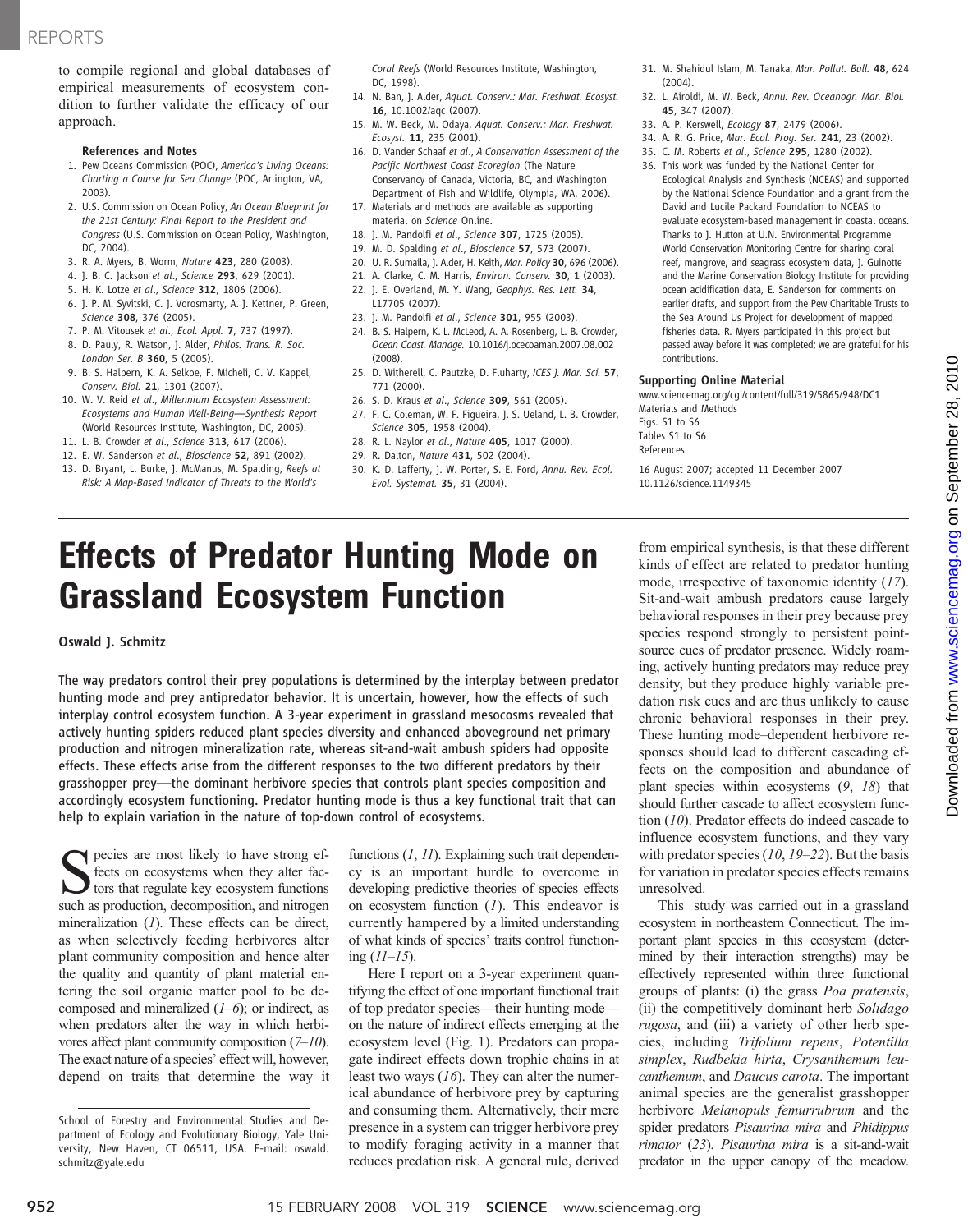to compile regional and global databases of empirical measurements of ecosystem condition to further validate the efficacy of our approach.

### References and Notes

1. Pew Oceans Commission (POC), *America's Living Oceans: Charting a Course for Sea Change* (POC, Arlington, VA, 2003).
2. U.S. Commission on Ocean Policy, *An Ocean Blueprint for the 21st Century: Final Report to the President and Congress* (U.S. Commission on Ocean Policy, Washington, DC, 2004).
3. R. A. Myers, B. Worm, *Nature* **423**, 280 (2003).
4. J. B. C. Jackson *et al.*, *Science* **293**, 629 (2001).
5. H. K. Lotze *et al.*, *Science* **312**, 1806 (2006).
6. J. P. M. Syvitski, C. J. Vorosmarty, A. J. Kettner, P. Green, *Science* **308**, 376 (2005).
7. P. M. Vitousek *et al.*, *Ecol. Appl.* **7**, 737 (1997).
8. D. Pauly, R. Watson, J. Alder, *Philos. Trans. R. Soc. London Ser. B* **360**, 5 (2005).
9. B. S. Halpern, K. A. Selkoe, F. Micheli, C. V. Kappel, *Conserv. Biol.* **21**, 1301 (2007).
10. W. V. Reid *et al.*, *Millennium Ecosystem Assessment: Ecosystems and Human Well-Being—Synthesis Report* (World Resources Institute, Washington, DC, 2005).
11. L. B. Crowder *et al.*, *Science* **313**, 617 (2006).
12. E. W. Sanderson *et al.*, *Bioscience* **52**, 891 (2002).
13. D. Bryant, L. Burke, J. McManus, M. Spalding, *Reefs at Risk: A Map-Based Indicator of Threats to the World's Coral Reefs* (World Resources Institute, Washington, DC, 1998).
14. N. Ban, J. Alder, *Aquat. Conserv.: Mar. Freshwat. Ecosyst.* **16**, 10.1002/aqc (2007).
15. M. W. Beck, M. Odaya, *Aquat. Conserv.: Mar. Freshwat. Ecosyst.* **11**, 235 (2001).
16. D. Vander Schaaf *et al.*, *A Conservation Assessment of the Pacific Northwest Coast Ecoregion* (The Nature Conservancy of Canada, Victoria, BC, and Washington Department of Fish and Wildlife, Olympia, WA, 2006).
17. Materials and methods are available as supporting material on *Science* Online.
18. J. M. Pandolfi *et al.*, *Science* **307**, 1725 (2005).
19. M. D. Spalding *et al.*, *Bioscience* **57**, 573 (2007).
20. U. R. Sumaila, J. Alder, H. Keith, *Mar. Policy* **30**, 696 (2006).
21. A. Clarke, C. M. Harris, *Environ. Conserv.* **30**, 1 (2003).
22. J. E. Overland, M. Y. Wang, *Geophys. Res. Lett.* **34**, L17705 (2007).
23. J. M. Pandolfi *et al.*, *Science* **301**, 955 (2003).
24. B. S. Halpern, K. L. McLeod, A. A. Rosenberg, L. B. Crowder, *Ocean Coast. Manage.* 10.1016/j.ocecoaman.2007.08.002 (2008).
25. D. Witherell, C. Pautzke, D. Fluharty, *ICES J. Mar. Sci.* **57**, 771 (2000).
26. S. D. Kraus *et al.*, *Science* **309**, 561 (2005).
27. F. C. Coleman, W. F. Figueira, J. S. Ueland, L. B. Crowder, *Science* **305**, 1958 (2004).
28. R. L. Naylor *et al.*, *Nature* **405**, 1017 (2000).
29. R. Dalton, *Nature* **431**, 502 (2004).
30. K. D. Lafferty, J. W. Porter, S. E. Ford, *Annu. Rev. Ecol. Evol. Systemat.* **35**, 31 (2004).
31. M. Shahidul Islam, M. Tanaka, *Mar. Pollut. Bull.* **48**, 624 (2004).
32. L. Airoldi, M. W. Beck, *Annu. Rev. Oceanogr. Mar. Biol.* **45**, 347 (2007).
33. A. P. Kerswell, *Ecology* **87**, 2479 (2006).
34. A. R. G. Price, *Mar. Ecol. Prog. Ser.* **241**, 23 (2002).
35. C. M. Roberts *et al.*, *Science* **295**, 1280 (2002).
36. This work was funded by the National Center for Ecological Analysis and Synthesis (NCEAS) and supported by the National Science Foundation and a grant from the David and Lucile Packard Foundation to NCEAS to evaluate ecosystem-based management in coastal oceans. Thanks to J. Hutton at U.N. Environmental Programme World Conservation Monitoring Centre for sharing coral reef, mangrove, and seagrass ecosystem data, J. Guinotte and the Marine Conservation Biology Institute for providing ocean acidification data, E. Sanderson for comments on earlier drafts, and support from the Pew Charitable Trusts to the Sea Around Us Project for development of mapped fisheries data. R. Myers participated in this project but passed away before it was completed; we are grateful for his contributions.

### Supporting Online Material

www.sciencemag.org/cgi/content/full/319/5865/948/DC1
Materials and Methods
Figs. S1 to S6
Tables S1 to S6
References

16 August 2007; accepted 11 December 2007
10.1126/science.1149345

# Effects of Predator Hunting Mode on Grassland Ecosystem Function

**Oswald J. Schmitz**

**The way predators control their prey populations is determined by the interplay between predator hunting mode and prey antipredator behavior. It is uncertain, however, how the effects of such interplay control ecosystem function. A 3-year experiment in grassland mesocosms revealed that actively hunting spiders reduced plant species diversity and enhanced aboveground net primary production and nitrogen mineralization rate, whereas sit-and-wait ambush spiders had opposite effects. These effects arise from the different responses to the two different predators by their grasshopper prey—the dominant herbivore species that controls plant species composition and accordingly ecosystem functioning. Predator hunting mode is thus a key functional trait that can help to explain variation in the nature of top-down control of ecosystems.**

School of Forestry and Environmental Studies and Department of Ecology and Evolutionary Biology, Yale University, New Haven, CT 06511, USA. E-mail: oswald.schmitz@yale.edu

Species are most likely to have strong effects on ecosystems when they alter factors that regulate key ecosystem functions such as production, decomposition, and nitrogen mineralization (*1*). These effects can be direct, as when selectively feeding herbivores alter plant community composition and hence alter the quality and quantity of plant material entering the soil organic matter pool to be decomposed and mineralized (*1*–*6*); or indirect, as when predators alter the way in which herbivores affect plant community composition (*7*–*10*). The exact nature of a species' effect will, however, depend on traits that determine the way it functions (*1*, *11*). Explaining such trait dependency is an important hurdle to overcome in developing predictive theories of species effects on ecosystem function (*1*). This endeavor is currently hampered by a limited understanding of what kinds of species' traits control functioning (*11*–*15*).

Here I report on a 3-year experiment quantifying the effect of one important functional trait of top predator species—their hunting mode—on the nature of indirect effects emerging at the ecosystem level (Fig. 1). Predators can propagate indirect effects down trophic chains in at least two ways (*16*). They can alter the numerical abundance of herbivore prey by capturing and consuming them. Alternatively, their mere presence in a system can trigger herbivore prey to modify foraging activity in a manner that reduces predation risk. A general rule, derived from empirical synthesis, is that these different kinds of effect are related to predator hunting mode, irrespective of taxonomic identity (*17*). Sit-and-wait ambush predators cause largely behavioral responses in their prey because prey species respond strongly to persistent point-source cues of predator presence. Widely roaming, actively hunting predators may reduce prey density, but they produce highly variable predation risk cues and are thus unlikely to cause chronic behavioral responses in their prey. These hunting mode–dependent herbivore responses should lead to different cascading effects on the composition and abundance of plant species within ecosystems (*9*, *18*) that should further cascade to affect ecosystem function (*10*). Predator effects do indeed cascade to influence ecosystem functions, and they vary with predator species (*10*, *19*–*22*). But the basis for variation in predator species effects remains unresolved.

This study was carried out in a grassland ecosystem in northeastern Connecticut. The important plant species in this ecosystem (determined by their interaction strengths) may be effectively represented within three functional groups of plants: (i) the grass *Poa pratensis*, (ii) the competitively dominant herb *Solidago rugosa*, and (iii) a variety of other herb species, including *Trifolium repens*, *Potentilla simplex*, *Rudbekia hirta*, *Crysanthemum leucanthemum*, and *Daucus carota*. The important animal species are the generalist grasshopper herbivore *Melanopuls femurrubrum* and the spider predators *Pisaurina mira* and *Phidippus rimator* (*23*). *Pisaurina mira* is a sit-and-wait predator in the upper canopy of the meadow.